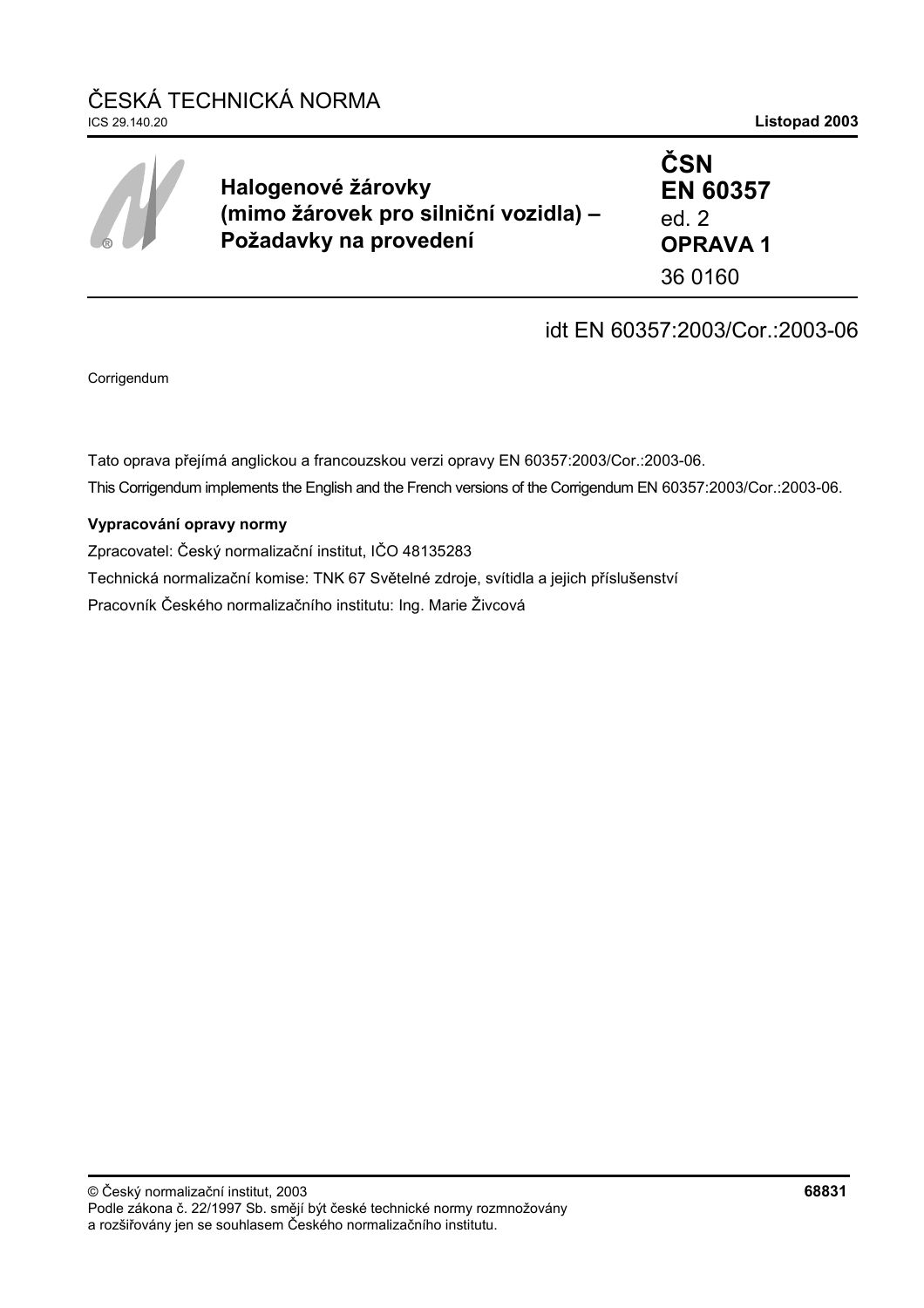ČESKÁ TECHNICKÁ NORMA

ICS 29.140.20

**Listopad 2003**

# Halogenové žárovky (mimo žárovek pro silniční vozidla) – Požadavky na provedení

**ČSN**
**EN 60357**
ed. 2
**OPRAVA 1**
36 0160

idt EN 60357:2003/Cor.:2003-06

Corrigendum

Tato oprava přejímá anglickou a francouzskou verzi opravy EN 60357:2003/Cor.:2003-06.

This Corrigendum implements the English and the French versions of the Corrigendum EN 60357:2003/Cor.:2003-06.

**Vypracování opravy normy**

Zpracovatel: Český normalizační institut, IČO 48135283

Technická normalizační komise: TNK 67 Světelné zdroje, svítidla a jejich příslušenství

Pracovník Českého normalizačního institutu: Ing. Marie Živcová

© Český normalizační institut, 2003
Podle zákona č. 22/1997 Sb. smějí být české technické normy rozmnožovány a rozšiřovány jen se souhlasem Českého normalizačního institutu.

**68831**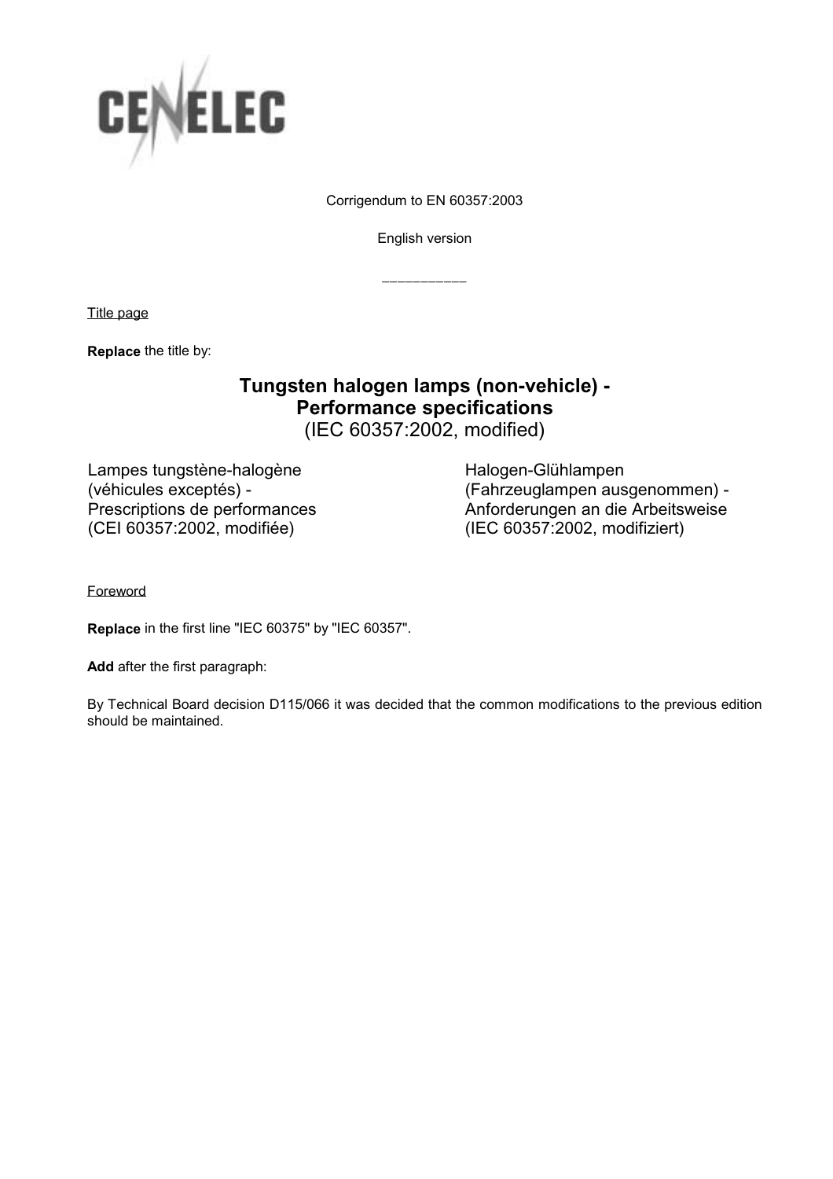CENELEC

Corrigendum to EN 60357:2003

English version

___________

Title page

**Replace** the title by:

**Tungsten halogen lamps (non-vehicle) -**
**Performance specifications**
(IEC 60357:2002, modified)

Lampes tungstène-halogène
(véhicules exceptés) -
Prescriptions de performances
(CEI 60357:2002, modifiée)

Halogen-Glühlampen
(Fahrzeuglampen ausgenommen) -
Anforderungen an die Arbeitsweise
(IEC 60357:2002, modifiziert)

Foreword

**Replace** in the first line "IEC 60375" by "IEC 60357".

**Add** after the first paragraph:

By Technical Board decision D115/066 it was decided that the common modifications to the previous edition should be maintained.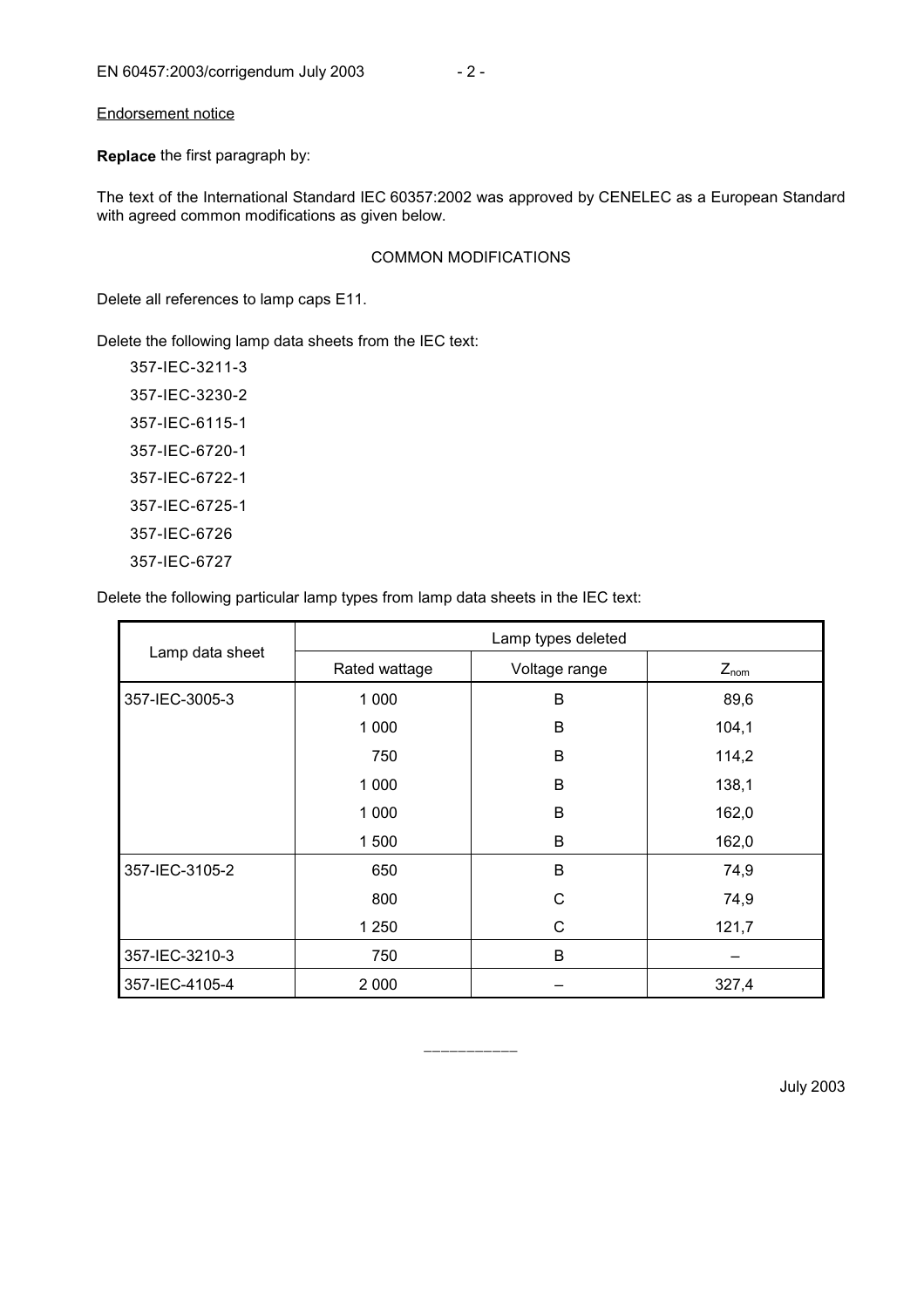Endorsement notice

**Replace** the first paragraph by:

The text of the International Standard IEC 60357:2002 was approved by CENELEC as a European Standard with agreed common modifications as given below.

COMMON MODIFICATIONS

Delete all references to lamp caps E11.

Delete the following lamp data sheets from the IEC text:

357-IEC-3211-3

357-IEC-3230-2

357-IEC-6115-1

357-IEC-6720-1

357-IEC-6722-1

357-IEC-6725-1

357-IEC-6726

357-IEC-6727

Delete the following particular lamp types from lamp data sheets in the IEC text:

| Lamp data sheet | Lamp types deleted | | |
|---|---|---|---|
| | Rated wattage | Voltage range | $Z_{nom}$ |
| 357-IEC-3005-3 | 1 000 | B | 89,6 |
| | 1 000 | B | 104,1 |
| | 750 | B | 114,2 |
| | 1 000 | B | 138,1 |
| | 1 000 | B | 162,0 |
| | 1 500 | B | 162,0 |
| 357-IEC-3105-2 | 650 | B | 74,9 |
| | 800 | C | 74,9 |
| | 1 250 | C | 121,7 |
| 357-IEC-3210-3 | 750 | B | – |
| 357-IEC-4105-4 | 2 000 | – | 327,4 |

\_\_\_\_\_\_\_\_\_\_\_

July 2003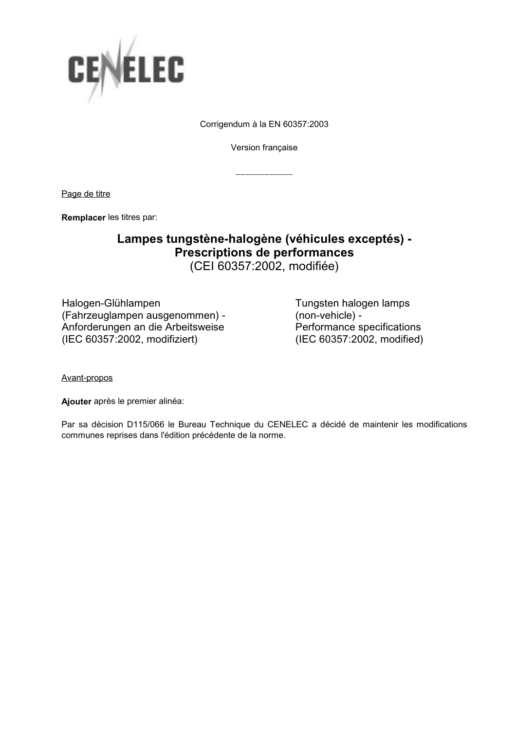CENELEC

Corrigendum à la EN 60357:2003

Version française

\_\_\_\_\_\_\_\_\_\_\_\_

Page de titre

**Remplacer** les titres par:

**Lampes tungstène-halogène (véhicules exceptés) -**
**Prescriptions de performances**
(CEI 60357:2002, modifiée)

Halogen-Glühlampen
(Fahrzeuglampen ausgenommen) -
Anforderungen an die Arbeitsweise
(IEC 60357:2002, modifiziert)

Tungsten halogen lamps
(non-vehicle) -
Performance specifications
(IEC 60357:2002, modified)

Avant-propos

**Ajouter** après le premier alinéa:

Par sa décision D115/066 le Bureau Technique du CENELEC a décidé de maintenir les modifications communes reprises dans l'édition précédente de la norme.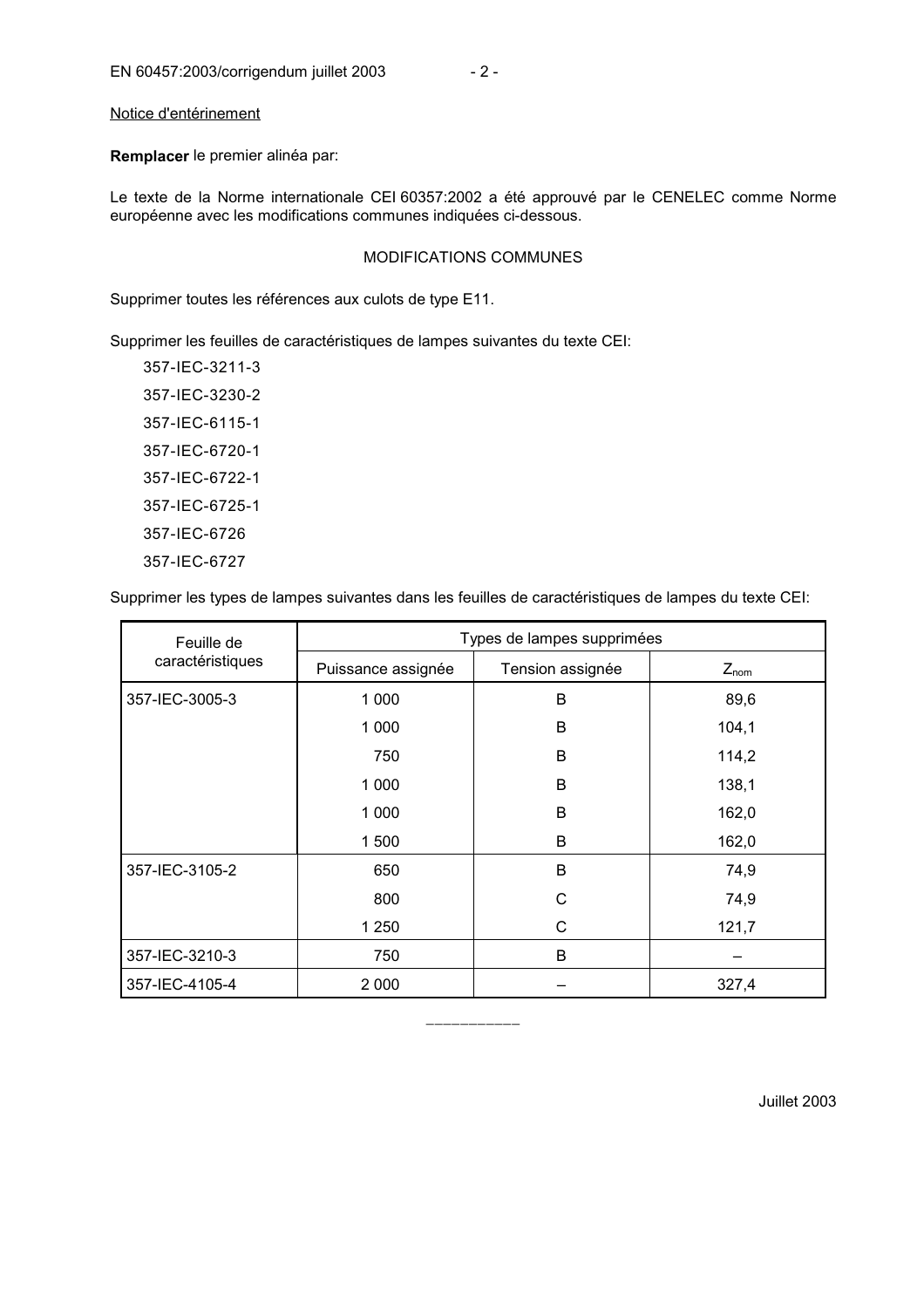Notice d'entérinement

**Remplacer** le premier alinéa par:

Le texte de la Norme internationale CEI 60357:2002 a été approuvé par le CENELEC comme Norme européenne avec les modifications communes indiquées ci-dessous.

MODIFICATIONS COMMUNES

Supprimer toutes les références aux culots de type E11.

Supprimer les feuilles de caractéristiques de lampes suivantes du texte CEI:

357-IEC-3211-3

357-IEC-3230-2

357-IEC-6115-1

357-IEC-6720-1

357-IEC-6722-1

357-IEC-6725-1

357-IEC-6726

357-IEC-6727

Supprimer les types de lampes suivantes dans les feuilles de caractéristiques de lampes du texte CEI:

| Feuille de caractéristiques | Types de lampes supprimées | | |
|---|---|---|---|
| | Puissance assignée | Tension assignée | $Z_{nom}$ |
| 357-IEC-3005-3 | 1 000 | B | 89,6 |
| | 1 000 | B | 104,1 |
| | 750 | B | 114,2 |
| | 1 000 | B | 138,1 |
| | 1 000 | B | 162,0 |
| | 1 500 | B | 162,0 |
| 357-IEC-3105-2 | 650 | B | 74,9 |
| | 800 | C | 74,9 |
| | 1 250 | C | 121,7 |
| 357-IEC-3210-3 | 750 | B | – |
| 357-IEC-4105-4 | 2 000 | – | 327,4 |

Juillet 2003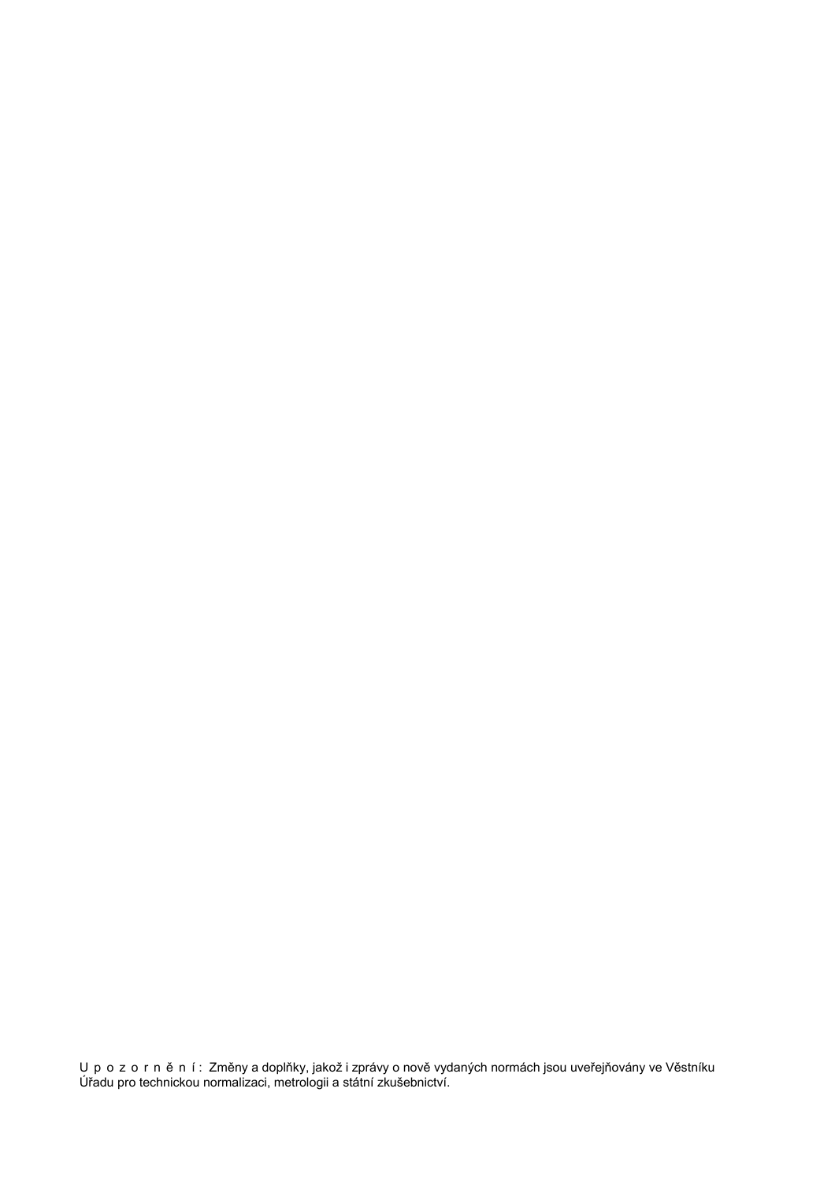U p o z o r n ě n í : Změny a doplňky, jakož i zprávy o nově vydaných normách jsou uveřejňovány ve Věstníku Úřadu pro technickou normalizaci, metrologii a státní zkušebnictví.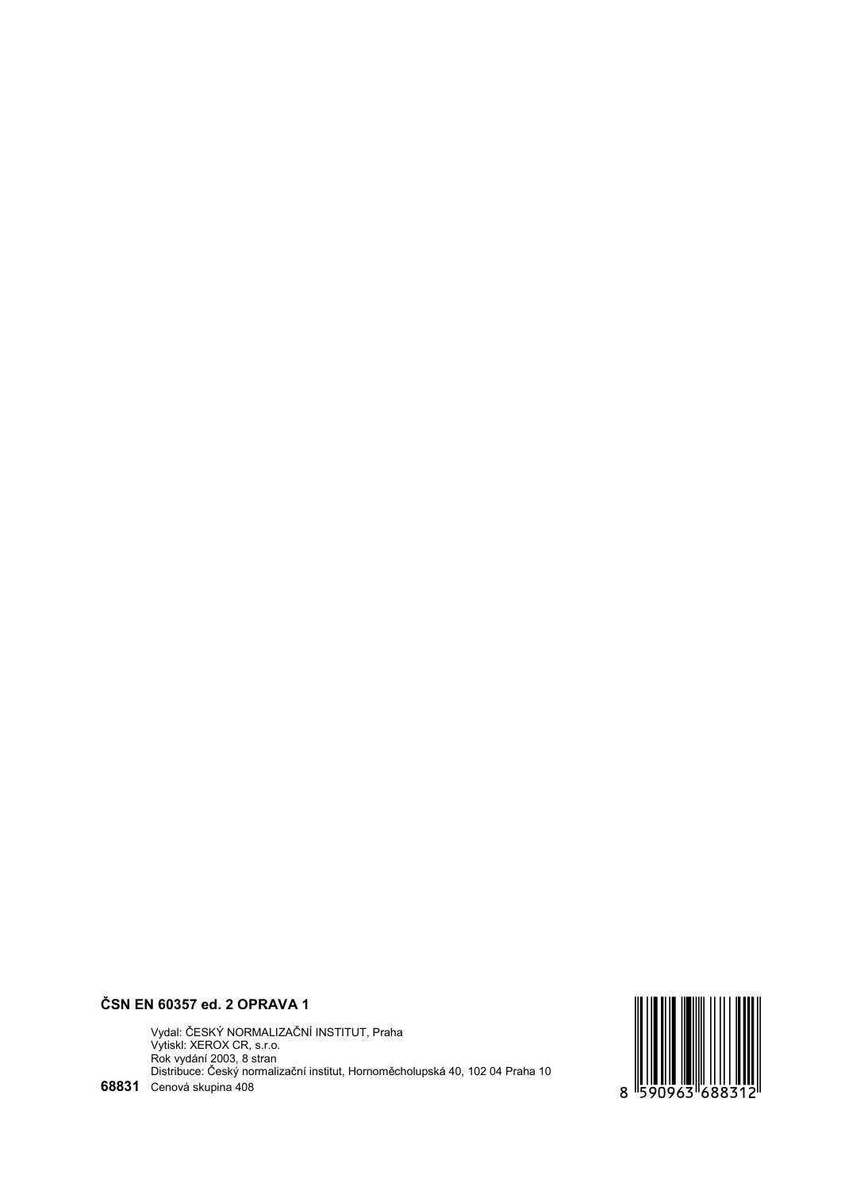**ČSN EN 60357 ed. 2 OPRAVA 1**

Vydal: ČESKÝ NORMALIZAČNÍ INSTITUT, Praha
Vytiskl: XEROX CR, s.r.o.
Rok vydání 2003, 8 stran
Distribuce: Český normalizační institut, Hornoměcholupská 40, 102 04 Praha 10

**68831** Cenová skupina 408

8 590963 688312